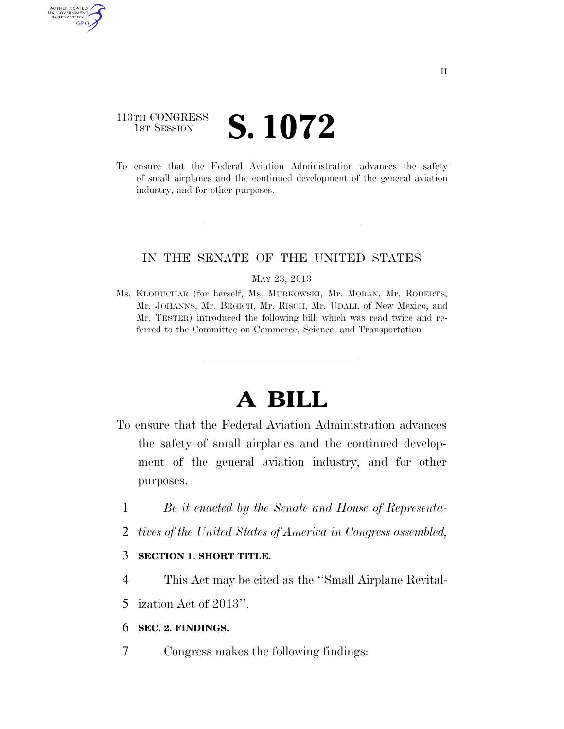113TH CONGRESS
1ST SESSION

# S. 1072

To ensure that the Federal Aviation Administration advances the safety of small airplanes and the continued development of the general aviation industry, and for other purposes.

IN THE SENATE OF THE UNITED STATES

MAY 23, 2013

Ms. KLOBUCHAR (for herself, Ms. MURKOWSKI, Mr. MORAN, Mr. ROBERTS, Mr. JOHANNS, Mr. BEGICH, Mr. RISCH, Mr. UDALL of New Mexico, and Mr. TESTER) introduced the following bill; which was read twice and referred to the Committee on Commerce, Science, and Transportation

# A BILL

To ensure that the Federal Aviation Administration advances the safety of small airplanes and the continued development of the general aviation industry, and for other purposes.

*Be it enacted by the Senate and House of Representatives of the United States of America in Congress assembled,*

**SECTION 1. SHORT TITLE.**

This Act may be cited as the ''Small Airplane Revitalization Act of 2013''.

**SEC. 2. FINDINGS.**

Congress makes the following findings: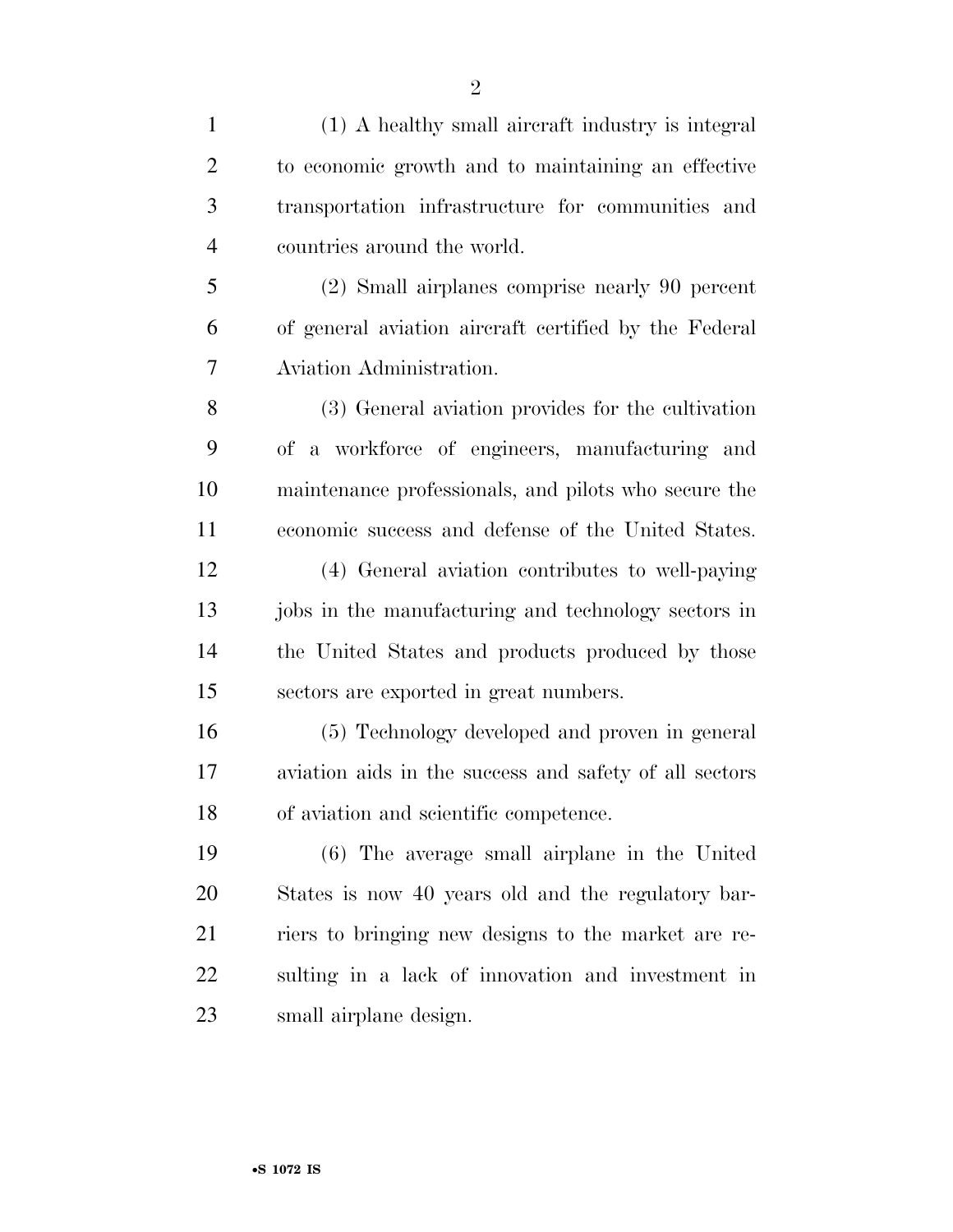(1) A healthy small aircraft industry is integral to economic growth and to maintaining an effective transportation infrastructure for communities and countries around the world.

(2) Small airplanes comprise nearly 90 percent of general aviation aircraft certified by the Federal Aviation Administration.

(3) General aviation provides for the cultivation of a workforce of engineers, manufacturing and maintenance professionals, and pilots who secure the economic success and defense of the United States.

(4) General aviation contributes to well-paying jobs in the manufacturing and technology sectors in the United States and products produced by those sectors are exported in great numbers.

(5) Technology developed and proven in general aviation aids in the success and safety of all sectors of aviation and scientific competence.

(6) The average small airplane in the United States is now 40 years old and the regulatory barriers to bringing new designs to the market are resulting in a lack of innovation and investment in small airplane design.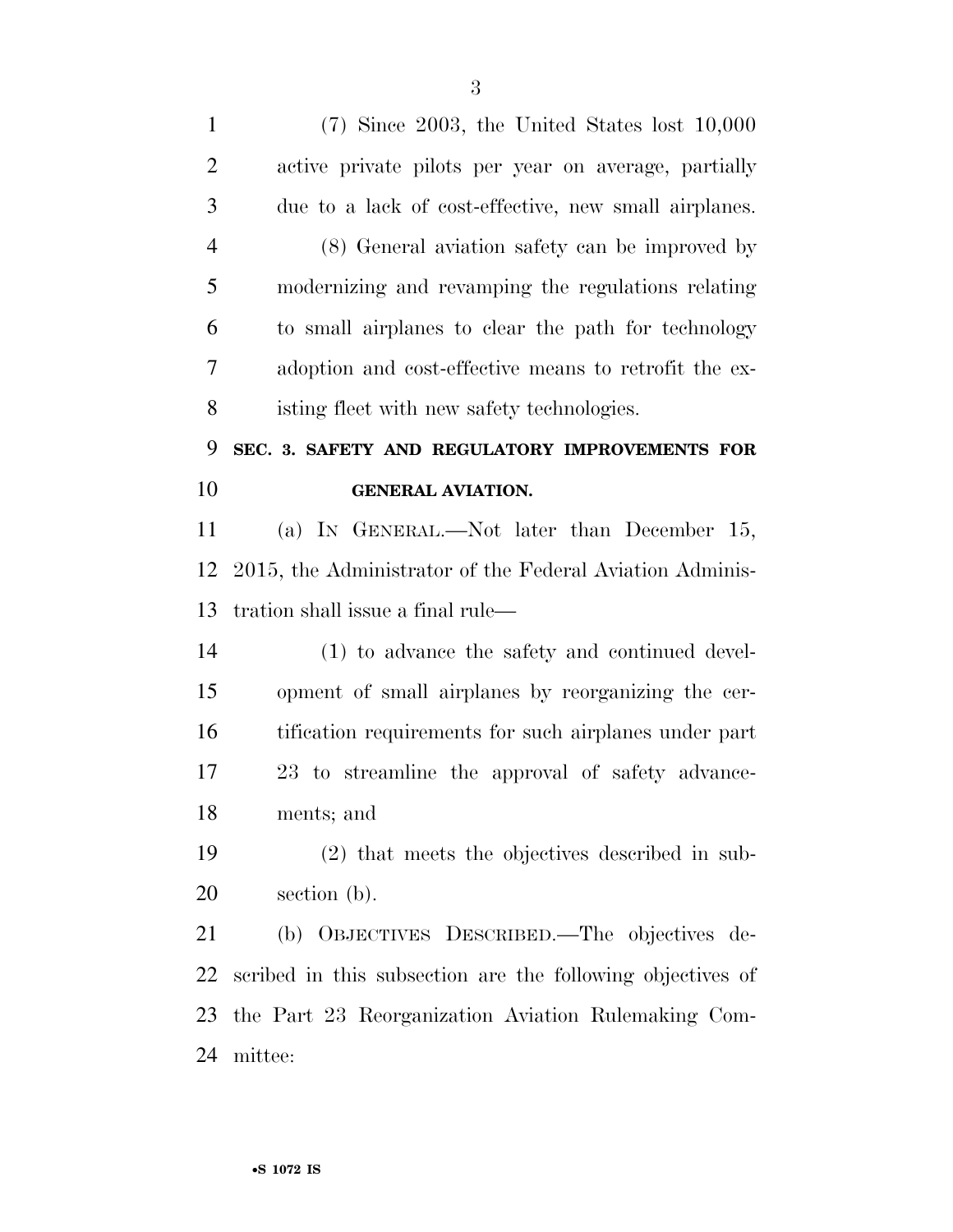(7) Since 2003, the United States lost 10,000 active private pilots per year on average, partially due to a lack of cost-effective, new small airplanes.

(8) General aviation safety can be improved by modernizing and revamping the regulations relating to small airplanes to clear the path for technology adoption and cost-effective means to retrofit the existing fleet with new safety technologies.

## SEC. 3. SAFETY AND REGULATORY IMPROVEMENTS FOR GENERAL AVIATION.

(a) IN GENERAL.—Not later than December 15, 2015, the Administrator of the Federal Aviation Administration shall issue a final rule—

(1) to advance the safety and continued development of small airplanes by reorganizing the certification requirements for such airplanes under part 23 to streamline the approval of safety advancements; and

(2) that meets the objectives described in subsection (b).

(b) OBJECTIVES DESCRIBED.—The objectives described in this subsection are the following objectives of the Part 23 Reorganization Aviation Rulemaking Committee: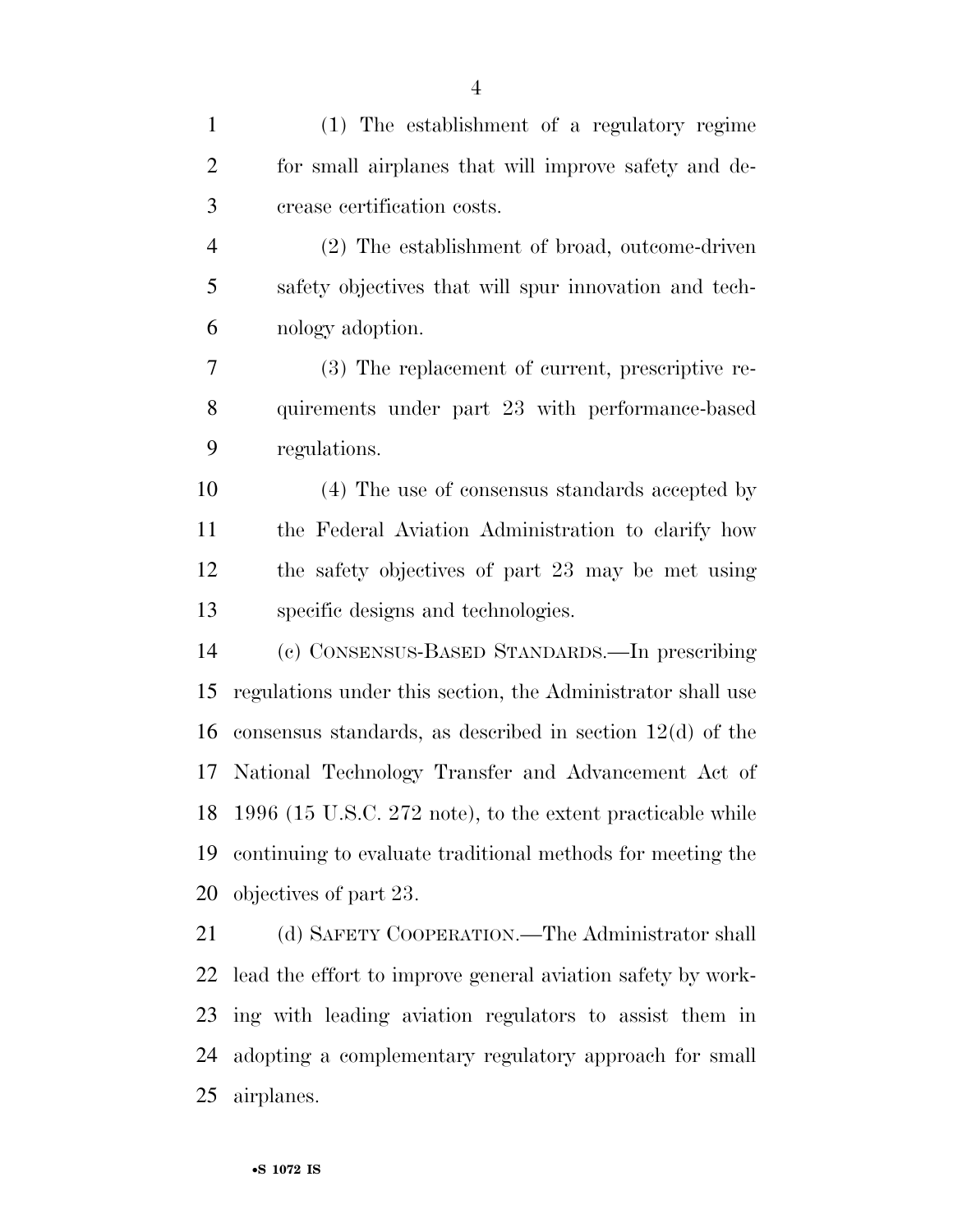(1) The establishment of a regulatory regime for small airplanes that will improve safety and decrease certification costs.

(2) The establishment of broad, outcome-driven safety objectives that will spur innovation and technology adoption.

(3) The replacement of current, prescriptive requirements under part 23 with performance-based regulations.

(4) The use of consensus standards accepted by the Federal Aviation Administration to clarify how the safety objectives of part 23 may be met using specific designs and technologies.

(c) CONSENSUS-BASED STANDARDS.—In prescribing regulations under this section, the Administrator shall use consensus standards, as described in section 12(d) of the National Technology Transfer and Advancement Act of 1996 (15 U.S.C. 272 note), to the extent practicable while continuing to evaluate traditional methods for meeting the objectives of part 23.

(d) SAFETY COOPERATION.—The Administrator shall lead the effort to improve general aviation safety by working with leading aviation regulators to assist them in adopting a complementary regulatory approach for small airplanes.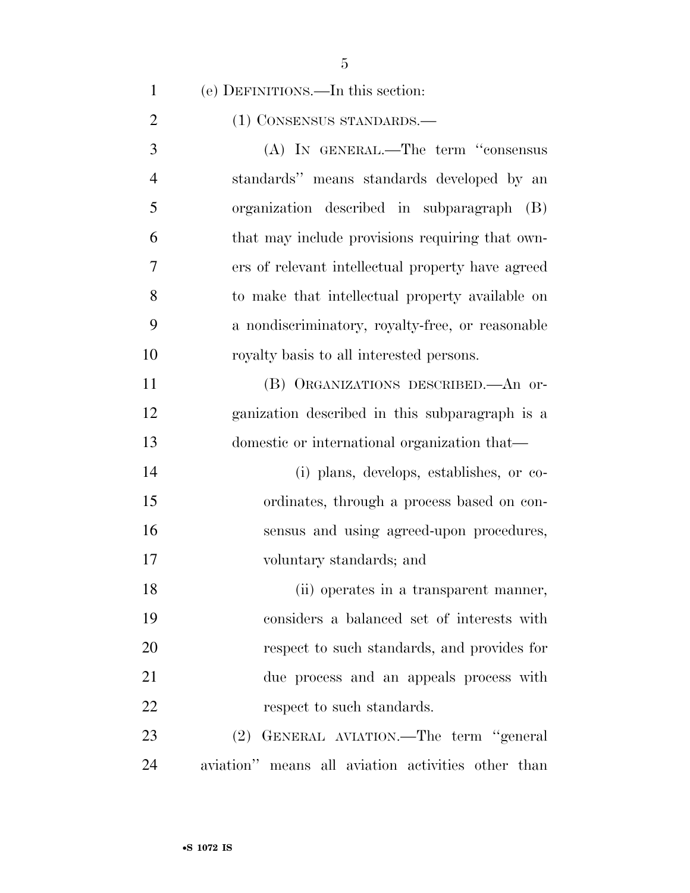(e) DEFINITIONS.—In this section:

(1) CONSENSUS STANDARDS.—

(A) IN GENERAL.—The term ''consensus standards'' means standards developed by an organization described in subparagraph (B) that may include provisions requiring that owners of relevant intellectual property have agreed to make that intellectual property available on a nondiscriminatory, royalty-free, or reasonable royalty basis to all interested persons.

(B) ORGANIZATIONS DESCRIBED.—An organization described in this subparagraph is a domestic or international organization that—

(i) plans, develops, establishes, or coordinates, through a process based on consensus and using agreed-upon procedures, voluntary standards; and

(ii) operates in a transparent manner, considers a balanced set of interests with respect to such standards, and provides for due process and an appeals process with respect to such standards.

(2) GENERAL AVIATION.—The term ''general aviation'' means all aviation activities other than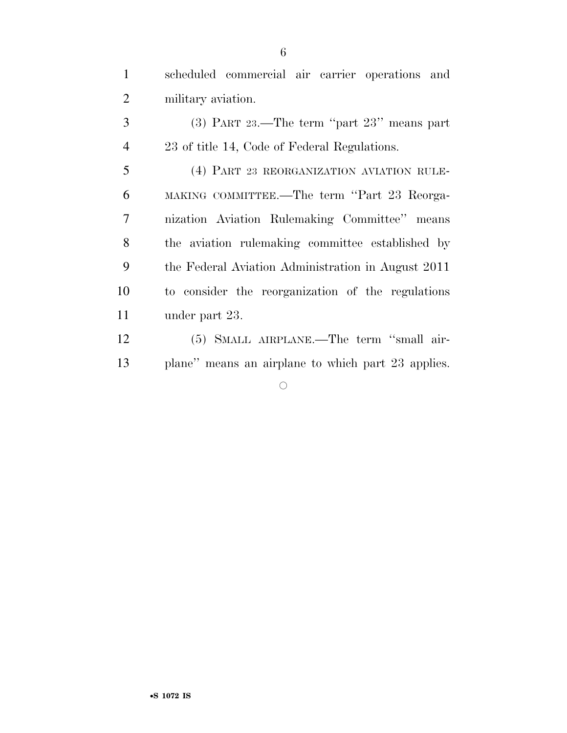scheduled commercial air carrier operations and military aviation.

(3) PART 23.—The term "part 23" means part 23 of title 14, Code of Federal Regulations.

(4) PART 23 REORGANIZATION AVIATION RULEMAKING COMMITTEE.—The term "Part 23 Reorganization Aviation Rulemaking Committee" means the aviation rulemaking committee established by the Federal Aviation Administration in August 2011 to consider the reorganization of the regulations under part 23.

(5) SMALL AIRPLANE.—The term "small airplane" means an airplane to which part 23 applies.

○